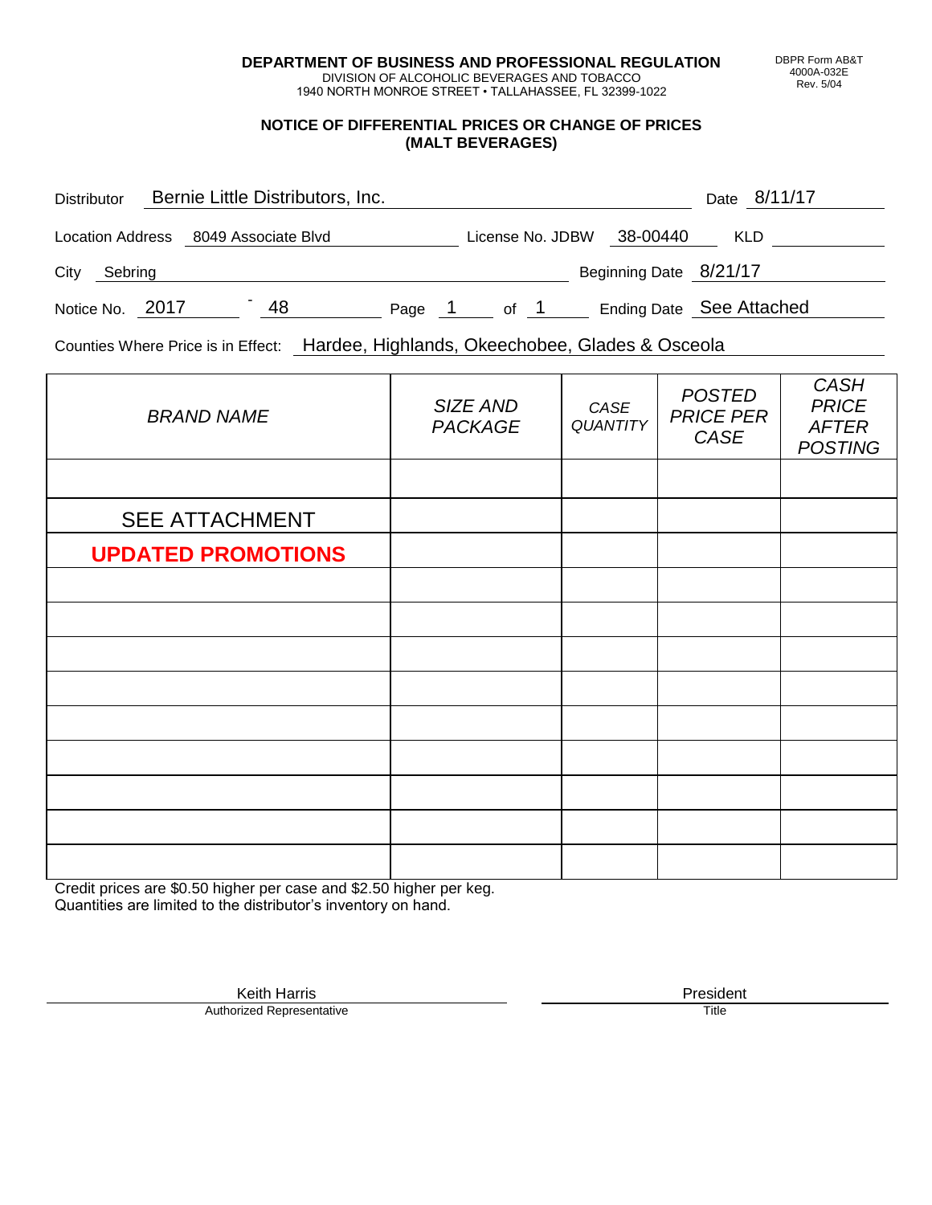**DEPARTMENT OF BUSINESS AND PROFESSIONAL REGULATION**
DIVISION OF ALCOHOLIC BEVERAGES AND TOBACCO
1940 NORTH MONROE STREET • TALLAHASSEE, FL 32399-1022

DBPR Form AB&T
4000A-032E
Rev. 5/04

## NOTICE OF DIFFERENTIAL PRICES OR CHANGE OF PRICES (MALT BEVERAGES)

Distributor: Bernie Little Distributors, Inc. Date: 8/11/17

Location Address: 8049 Associate Blvd License No. JDBW 38-00440 KLD

City: Sebring Beginning Date: 8/21/17

Notice No. 2017 - 48 Page 1 of 1 Ending Date: See Attached

Counties Where Price is in Effect: Hardee, Highlands, Okeechobee, Glades & Osceola

| *BRAND NAME* | *SIZE AND PACKAGE* | *CASE QUANTITY* | *POSTED PRICE PER CASE* | *CASH PRICE AFTER POSTING* |
|---|---|---|---|---|
| | | | | |
| SEE ATTACHMENT | | | | |
| **UPDATED PROMOTIONS** | | | | |
| | | | | |
| | | | | |
| | | | | |
| | | | | |
| | | | | |
| | | | | |
| | | | | |
| | | | | |
| | | | | |

Credit prices are $0.50 higher per case and $2.50 higher per keg.
Quantities are limited to the distributor's inventory on hand.

Keith Harris
Authorized Representative

President
Title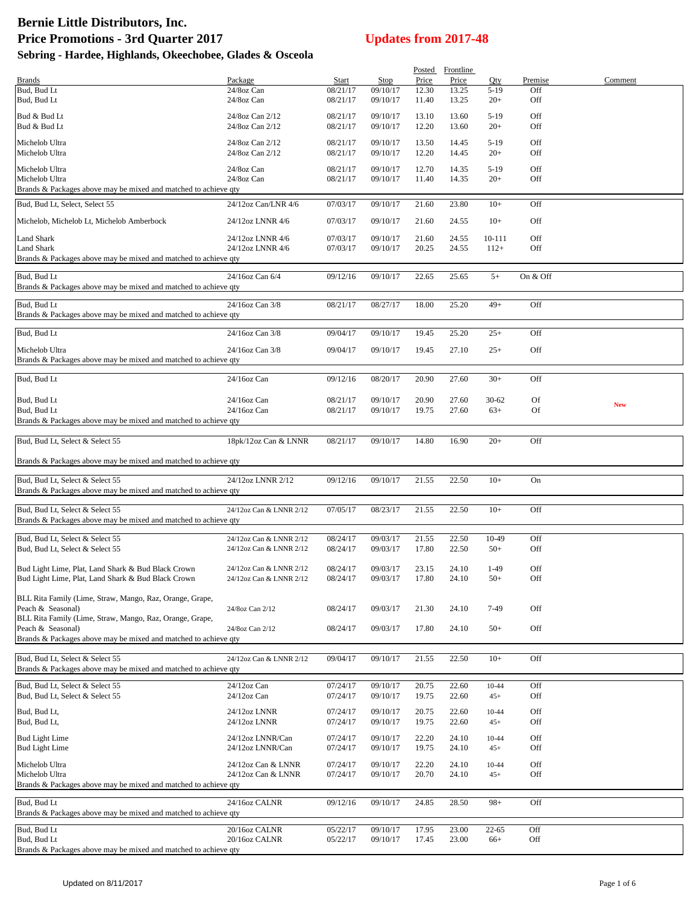# Bernie Little Distributors, Inc.
## Price Promotions - 3rd Quarter 2017
## Updates from 2017-48
### Sebring - Hardee, Highlands, Okeechobee, Glades & Osceola

| Brands | Package | Start | Stop | Posted Price | Frontline Price | Qty | Premise | Comment |
|---|---|---|---|---|---|---|---|---|
| Bud, Bud Lt | 24/8oz Can | 08/21/17 | 09/10/17 | 12.30 | 13.25 | 5-19 | Off | |
| Bud, Bud Lt | 24/8oz Can | 08/21/17 | 09/10/17 | 11.40 | 13.25 | 20+ | Off | |
| Bud & Bud Lt | 24/8oz Can 2/12 | 08/21/17 | 09/10/17 | 13.10 | 13.60 | 5-19 | Off | |
| Bud & Bud Lt | 24/8oz Can 2/12 | 08/21/17 | 09/10/17 | 12.20 | 13.60 | 20+ | Off | |
| Michelob Ultra | 24/8oz Can 2/12 | 08/21/17 | 09/10/17 | 13.50 | 14.45 | 5-19 | Off | |
| Michelob Ultra | 24/8oz Can 2/12 | 08/21/17 | 09/10/17 | 12.20 | 14.45 | 20+ | Off | |
| Michelob Ultra | 24/8oz Can | 08/21/17 | 09/10/17 | 12.70 | 14.35 | 5-19 | Off | |
| Michelob Ultra | 24/8oz Can | 08/21/17 | 09/10/17 | 11.40 | 14.35 | 20+ | Off | |
| Brands & Packages above may be mixed and matched to achieve qty | | | | | | | | |
| Bud, Bud Lt, Select, Select 55 | 24/12oz Can/LNR 4/6 | 07/03/17 | 09/10/17 | 21.60 | 23.80 | 10+ | Off | |
| Michelob, Michelob Lt, Michelob Amberbock | 24/12oz LNNR 4/6 | 07/03/17 | 09/10/17 | 21.60 | 24.55 | 10+ | Off | |
| Land Shark | 24/12oz LNNR 4/6 | 07/03/17 | 09/10/17 | 21.60 | 24.55 | 10-111 | Off | |
| Land Shark | 24/12oz LNNR 4/6 | 07/03/17 | 09/10/17 | 20.25 | 24.55 | 112+ | Off | |
| Brands & Packages above may be mixed and matched to achieve qty | | | | | | | | |
| Bud, Bud Lt | 24/16oz Can 6/4 | 09/12/16 | 09/10/17 | 22.65 | 25.65 | 5+ | On & Off | |
| Brands & Packages above may be mixed and matched to achieve qty | | | | | | | | |
| Bud, Bud Lt | 24/16oz Can 3/8 | 08/21/17 | 08/27/17 | 18.00 | 25.20 | 49+ | Off | |
| Brands & Packages above may be mixed and matched to achieve qty | | | | | | | | |
| Bud, Bud Lt | 24/16oz Can 3/8 | 09/04/17 | 09/10/17 | 19.45 | 25.20 | 25+ | Off | |
| Michelob Ultra | 24/16oz Can 3/8 | 09/04/17 | 09/10/17 | 19.45 | 27.10 | 25+ | Off | |
| Brands & Packages above may be mixed and matched to achieve qty | | | | | | | | |
| Bud, Bud Lt | 24/16oz Can | 09/12/16 | 08/20/17 | 20.90 | 27.60 | 30+ | Off | |
| Bud, Bud Lt | 24/16oz Can | 08/21/17 | 09/10/17 | 20.90 | 27.60 | 30-62 | Of | New |
| Bud, Bud Lt | 24/16oz Can | 08/21/17 | 09/10/17 | 19.75 | 27.60 | 63+ | Of | |
| Brands & Packages above may be mixed and matched to achieve qty | | | | | | | | |
| Bud, Bud Lt, Select & Select 55 | 18pk/12oz Can & LNNR | 08/21/17 | 09/10/17 | 14.80 | 16.90 | 20+ | Off | |
| Brands & Packages above may be mixed and matched to achieve qty | | | | | | | | |
| Bud, Bud Lt, Select & Select 55 | 24/12oz LNNR 2/12 | 09/12/16 | 09/10/17 | 21.55 | 22.50 | 10+ | On | |
| Brands & Packages above may be mixed and matched to achieve qty | | | | | | | | |
| Bud, Bud Lt, Select & Select 55 | 24/12oz Can & LNNR 2/12 | 07/05/17 | 08/23/17 | 21.55 | 22.50 | 10+ | Off | |
| Brands & Packages above may be mixed and matched to achieve qty | | | | | | | | |
| Bud, Bud Lt, Select & Select 55 | 24/12oz Can & LNNR 2/12 | 08/24/17 | 09/03/17 | 21.55 | 22.50 | 10-49 | Off | |
| Bud, Bud Lt, Select & Select 55 | 24/12oz Can & LNNR 2/12 | 08/24/17 | 09/03/17 | 17.80 | 22.50 | 50+ | Off | |
| Bud Light Lime, Plat, Land Shark & Bud Black Crown | 24/12oz Can & LNNR 2/12 | 08/24/17 | 09/03/17 | 23.15 | 24.10 | 1-49 | Off | |
| Bud Light Lime, Plat, Land Shark & Bud Black Crown | 24/12oz Can & LNNR 2/12 | 08/24/17 | 09/03/17 | 17.80 | 24.10 | 50+ | Off | |
| BLL Rita Family (Lime, Straw, Mango, Raz, Orange, Grape, Peach & Seasonal) | 24/8oz Can 2/12 | 08/24/17 | 09/03/17 | 21.30 | 24.10 | 7-49 | Off | |
| BLL Rita Family (Lime, Straw, Mango, Raz, Orange, Grape, Peach & Seasonal) | 24/8oz Can 2/12 | 08/24/17 | 09/03/17 | 17.80 | 24.10 | 50+ | Off | |
| Brands & Packages above may be mixed and matched to achieve qty | | | | | | | | |
| Bud, Bud Lt, Select & Select 55 | 24/12oz Can & LNNR 2/12 | 09/04/17 | 09/10/17 | 21.55 | 22.50 | 10+ | Off | |
| Brands & Packages above may be mixed and matched to achieve qty | | | | | | | | |
| Bud, Bud Lt, Select & Select 55 | 24/12oz Can | 07/24/17 | 09/10/17 | 20.75 | 22.60 | 10-44 | Off | |
| Bud, Bud Lt, Select & Select 55 | 24/12oz Can | 07/24/17 | 09/10/17 | 19.75 | 22.60 | 45+ | Off | |
| Bud, Bud Lt, | 24/12oz LNNR | 07/24/17 | 09/10/17 | 20.75 | 22.60 | 10-44 | Off | |
| Bud, Bud Lt, | 24/12oz LNNR | 07/24/17 | 09/10/17 | 19.75 | 22.60 | 45+ | Off | |
| Bud Light Lime | 24/12oz LNNR/Can | 07/24/17 | 09/10/17 | 22.20 | 24.10 | 10-44 | Off | |
| Bud Light Lime | 24/12oz LNNR/Can | 07/24/17 | 09/10/17 | 19.75 | 24.10 | 45+ | Off | |
| Michelob Ultra | 24/12oz Can & LNNR | 07/24/17 | 09/10/17 | 22.20 | 24.10 | 10-44 | Off | |
| Michelob Ultra | 24/12oz Can & LNNR | 07/24/17 | 09/10/17 | 20.70 | 24.10 | 45+ | Off | |
| Brands & Packages above may be mixed and matched to achieve qty | | | | | | | | |
| Bud, Bud Lt | 24/16oz CALNR | 09/12/16 | 09/10/17 | 24.85 | 28.50 | 98+ | Off | |
| Brands & Packages above may be mixed and matched to achieve qty | | | | | | | | |
| Bud, Bud Lt | 20/16oz CALNR | 05/22/17 | 09/10/17 | 17.95 | 23.00 | 22-65 | Off | |
| Bud, Bud Lt | 20/16oz CALNR | 05/22/17 | 09/10/17 | 17.45 | 23.00 | 66+ | Off | |
| Brands & Packages above may be mixed and matched to achieve qty | | | | | | | | |

Updated on 8/11/2017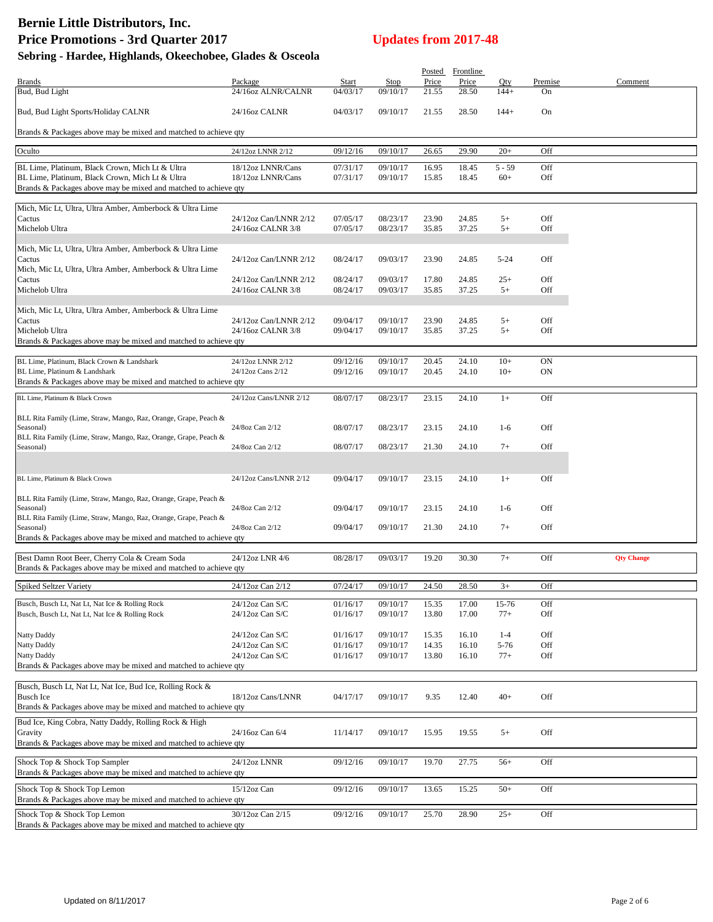# Bernie Little Distributors, Inc.
# Price Promotions - 3rd Quarter 2017
## Updates from 2017-48
### Sebring - Hardee, Highlands, Okeechobee, Glades & Osceola

| Brands | Package | Start | Stop | Posted Price | Frontline Price | Qty | Premise | Comment |
|---|---|---|---|---|---|---|---|---|
| Bud, Bud Light | 24/16oz ALNR/CALNR | 04/03/17 | 09/10/17 | 21.55 | 28.50 | 144+ | On | |
| Bud, Bud Light Sports/Holiday CALNR | 24/16oz CALNR | 04/03/17 | 09/10/17 | 21.55 | 28.50 | 144+ | On | |
| Brands & Packages above may be mixed and matched to achieve qty | | | | | | | | |
| Oculto | 24/12oz LNNR 2/12 | 09/12/16 | 09/10/17 | 26.65 | 29.90 | 20+ | Off | |
| BL Lime, Platinum, Black Crown, Mich Lt & Ultra | 18/12oz LNNR/Cans | 07/31/17 | 09/10/17 | 16.95 | 18.45 | 5 - 59 | Off | |
| BL Lime, Platinum, Black Crown, Mich Lt & Ultra | 18/12oz LNNR/Cans | 07/31/17 | 09/10/17 | 15.85 | 18.45 | 60+ | Off | |
| Brands & Packages above may be mixed and matched to achieve qty | | | | | | | | |
| Mich, Mic Lt, Ultra, Ultra Amber, Amberbock & Ultra Lime Cactus | 24/12oz Can/LNNR 2/12 | 07/05/17 | 08/23/17 | 23.90 | 24.85 | 5+ | Off | |
| Michelob Ultra | 24/16oz CALNR 3/8 | 07/05/17 | 08/23/17 | 35.85 | 37.25 | 5+ | Off | |
| Mich, Mic Lt, Ultra, Ultra Amber, Amberbock & Ultra Lime Cactus | 24/12oz Can/LNNR 2/12 | 08/24/17 | 09/03/17 | 23.90 | 24.85 | 5-24 | Off | |
| Mich, Mic Lt, Ultra, Ultra Amber, Amberbock & Ultra Lime Cactus | 24/12oz Can/LNNR 2/12 | 08/24/17 | 09/03/17 | 17.80 | 24.85 | 25+ | Off | |
| Michelob Ultra | 24/16oz CALNR 3/8 | 08/24/17 | 09/03/17 | 35.85 | 37.25 | 5+ | Off | |
| Mich, Mic Lt, Ultra, Ultra Amber, Amberbock & Ultra Lime Cactus | 24/12oz Can/LNNR 2/12 | 09/04/17 | 09/10/17 | 23.90 | 24.85 | 5+ | Off | |
| Michelob Ultra | 24/16oz CALNR 3/8 | 09/04/17 | 09/10/17 | 35.85 | 37.25 | 5+ | Off | |
| Brands & Packages above may be mixed and matched to achieve qty | | | | | | | | |
| BL Lime, Platinum, Black Crown & Landshark | 24/12oz LNNR 2/12 | 09/12/16 | 09/10/17 | 20.45 | 24.10 | 10+ | ON | |
| BL Lime, Platinum & Landshark | 24/12oz Cans 2/12 | 09/12/16 | 09/10/17 | 20.45 | 24.10 | 10+ | ON | |
| Brands & Packages above may be mixed and matched to achieve qty | | | | | | | | |
| BL Lime, Platinum & Black Crown | 24/12oz Cans/LNNR 2/12 | 08/07/17 | 08/23/17 | 23.15 | 24.10 | 1+ | Off | |
| BLL Rita Family (Lime, Straw, Mango, Raz, Orange, Grape, Peach & Seasonal) | 24/8oz Can 2/12 | 08/07/17 | 08/23/17 | 23.15 | 24.10 | 1-6 | Off | |
| BLL Rita Family (Lime, Straw, Mango, Raz, Orange, Grape, Peach & Seasonal) | 24/8oz Can 2/12 | 08/07/17 | 08/23/17 | 21.30 | 24.10 | 7+ | Off | |
| BL Lime, Platinum & Black Crown | 24/12oz Cans/LNNR 2/12 | 09/04/17 | 09/10/17 | 23.15 | 24.10 | 1+ | Off | |
| BLL Rita Family (Lime, Straw, Mango, Raz, Orange, Grape, Peach & Seasonal) | 24/8oz Can 2/12 | 09/04/17 | 09/10/17 | 23.15 | 24.10 | 1-6 | Off | |
| BLL Rita Family (Lime, Straw, Mango, Raz, Orange, Grape, Peach & Seasonal) | 24/8oz Can 2/12 | 09/04/17 | 09/10/17 | 21.30 | 24.10 | 7+ | Off | |
| Brands & Packages above may be mixed and matched to achieve qty | | | | | | | | |
| Best Damn Root Beer, Cherry Cola & Cream Soda | 24/12oz LNR 4/6 | 08/28/17 | 09/03/17 | 19.20 | 30.30 | 7+ | Off | **Qty Change** |
| Brands & Packages above may be mixed and matched to achieve qty | | | | | | | | |
| Spiked Seltzer Variety | 24/12oz Can 2/12 | 07/24/17 | 09/10/17 | 24.50 | 28.50 | 3+ | Off | |
| Busch, Busch Lt, Nat Lt, Nat Ice & Rolling Rock | 24/12oz Can S/C | 01/16/17 | 09/10/17 | 15.35 | 17.00 | 15-76 | Off | |
| Busch, Busch Lt, Nat Lt, Nat Ice & Rolling Rock | 24/12oz Can S/C | 01/16/17 | 09/10/17 | 13.80 | 17.00 | 77+ | Off | |
| Natty Daddy | 24/12oz Can S/C | 01/16/17 | 09/10/17 | 15.35 | 16.10 | 1-4 | Off | |
| Natty Daddy | 24/12oz Can S/C | 01/16/17 | 09/10/17 | 14.35 | 16.10 | 5-76 | Off | |
| Natty Daddy | 24/12oz Can S/C | 01/16/17 | 09/10/17 | 13.80 | 16.10 | 77+ | Off | |
| Brands & Packages above may be mixed and matched to achieve qty | | | | | | | | |
| Busch, Busch Lt, Nat Lt, Nat Ice, Bud Ice, Rolling Rock & Busch Ice | 18/12oz Cans/LNNR | 04/17/17 | 09/10/17 | 9.35 | 12.40 | 40+ | Off | |
| Brands & Packages above may be mixed and matched to achieve qty | | | | | | | | |
| Bud Ice, King Cobra, Natty Daddy, Rolling Rock & High Gravity | 24/16oz Can 6/4 | 11/14/17 | 09/10/17 | 15.95 | 19.55 | 5+ | Off | |
| Brands & Packages above may be mixed and matched to achieve qty | | | | | | | | |
| Shock Top & Shock Top Sampler | 24/12oz LNNR | 09/12/16 | 09/10/17 | 19.70 | 27.75 | 56+ | Off | |
| Brands & Packages above may be mixed and matched to achieve qty | | | | | | | | |
| Shock Top & Shock Top Lemon | 15/12oz Can | 09/12/16 | 09/10/17 | 13.65 | 15.25 | 50+ | Off | |
| Brands & Packages above may be mixed and matched to achieve qty | | | | | | | | |
| Shock Top & Shock Top Lemon | 30/12oz Can 2/15 | 09/12/16 | 09/10/17 | 25.70 | 28.90 | 25+ | Off | |
| Brands & Packages above may be mixed and matched to achieve qty | | | | | | | | |

Updated on 8/11/2017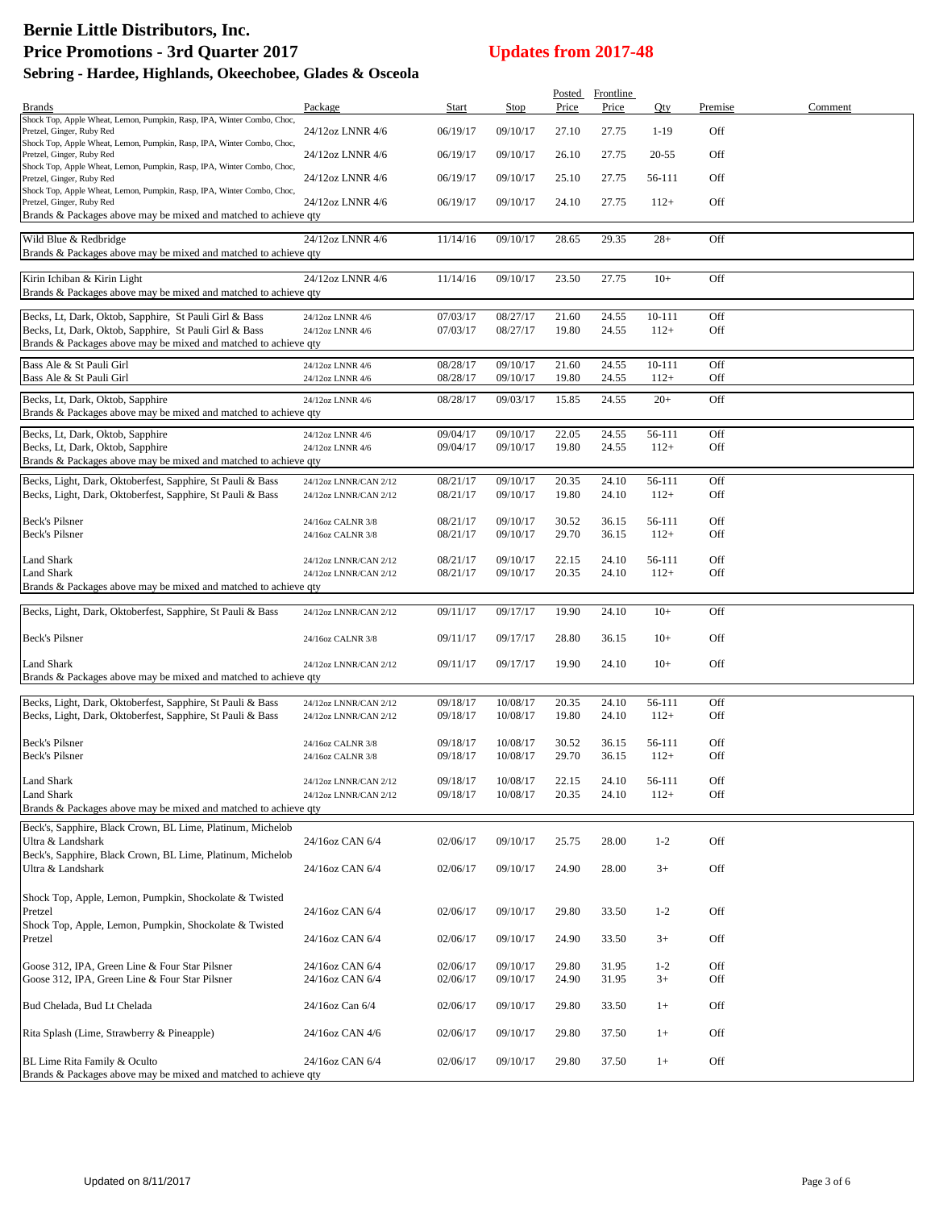# Bernie Little Distributors, Inc.

## Price Promotions - 3rd Quarter 2017

## Updates from 2017-48

### Sebring - Hardee, Highlands, Okeechobee, Glades & Osceola

| Brands | Package | Start | Stop | Posted Price | Frontline Price | Qty | Premise | Comment |
|---|---|---|---|---|---|---|---|---|
| Shock Top, Apple Wheat, Lemon, Pumpkin, Rasp, IPA, Winter Combo, Choc, Pretzel, Ginger, Ruby Red | 24/12oz LNNR 4/6 | 06/19/17 | 09/10/17 | 27.10 | 27.75 | 1-19 | Off | |
| Shock Top, Apple Wheat, Lemon, Pumpkin, Rasp, IPA, Winter Combo, Choc, Pretzel, Ginger, Ruby Red | 24/12oz LNNR 4/6 | 06/19/17 | 09/10/17 | 26.10 | 27.75 | 20-55 | Off | |
| Shock Top, Apple Wheat, Lemon, Pumpkin, Rasp, IPA, Winter Combo, Choc, Pretzel, Ginger, Ruby Red | 24/12oz LNNR 4/6 | 06/19/17 | 09/10/17 | 25.10 | 27.75 | 56-111 | Off | |
| Shock Top, Apple Wheat, Lemon, Pumpkin, Rasp, IPA, Winter Combo, Choc, Pretzel, Ginger, Ruby Red | 24/12oz LNNR 4/6 | 06/19/17 | 09/10/17 | 24.10 | 27.75 | 112+ | Off | |
| Brands & Packages above may be mixed and matched to achieve qty | | | | | | | | |
| Wild Blue & Redbridge | 24/12oz LNNR 4/6 | 11/14/16 | 09/10/17 | 28.65 | 29.35 | 28+ | Off | |
| Brands & Packages above may be mixed and matched to achieve qty | | | | | | | | |
| Kirin Ichiban & Kirin Light | 24/12oz LNNR 4/6 | 11/14/16 | 09/10/17 | 23.50 | 27.75 | 10+ | Off | |
| Brands & Packages above may be mixed and matched to achieve qty | | | | | | | | |
| Becks, Lt, Dark, Oktob, Sapphire, St Pauli Girl & Bass | 24/12oz LNNR 4/6 | 07/03/17 | 08/27/17 | 21.60 | 24.55 | 10-111 | Off | |
| Becks, Lt, Dark, Oktob, Sapphire, St Pauli Girl & Bass | 24/12oz LNNR 4/6 | 07/03/17 | 08/27/17 | 19.80 | 24.55 | 112+ | Off | |
| Brands & Packages above may be mixed and matched to achieve qty | | | | | | | | |
| Bass Ale & St Pauli Girl | 24/12oz LNNR 4/6 | 08/28/17 | 09/10/17 | 21.60 | 24.55 | 10-111 | Off | |
| Bass Ale & St Pauli Girl | 24/12oz LNNR 4/6 | 08/28/17 | 09/10/17 | 19.80 | 24.55 | 112+ | Off | |
| Becks, Lt, Dark, Oktob, Sapphire | 24/12oz LNNR 4/6 | 08/28/17 | 09/03/17 | 15.85 | 24.55 | 20+ | Off | |
| Brands & Packages above may be mixed and matched to achieve qty | | | | | | | | |
| Becks, Lt, Dark, Oktob, Sapphire | 24/12oz LNNR 4/6 | 09/04/17 | 09/10/17 | 22.05 | 24.55 | 56-111 | Off | |
| Becks, Lt, Dark, Oktob, Sapphire | 24/12oz LNNR 4/6 | 09/04/17 | 09/10/17 | 19.80 | 24.55 | 112+ | Off | |
| Brands & Packages above may be mixed and matched to achieve qty | | | | | | | | |
| Becks, Light, Dark, Oktoberfest, Sapphire, St Pauli & Bass | 24/12oz LNNR/CAN 2/12 | 08/21/17 | 09/10/17 | 20.35 | 24.10 | 56-111 | Off | |
| Becks, Light, Dark, Oktoberfest, Sapphire, St Pauli & Bass | 24/12oz LNNR/CAN 2/12 | 08/21/17 | 09/10/17 | 19.80 | 24.10 | 112+ | Off | |
| Beck's Pilsner | 24/16oz CALNR 3/8 | 08/21/17 | 09/10/17 | 30.52 | 36.15 | 56-111 | Off | |
| Beck's Pilsner | 24/16oz CALNR 3/8 | 08/21/17 | 09/10/17 | 29.70 | 36.15 | 112+ | Off | |
| Land Shark | 24/12oz LNNR/CAN 2/12 | 08/21/17 | 09/10/17 | 22.15 | 24.10 | 56-111 | Off | |
| Land Shark | 24/12oz LNNR/CAN 2/12 | 08/21/17 | 09/10/17 | 20.35 | 24.10 | 112+ | Off | |
| Brands & Packages above may be mixed and matched to achieve qty | | | | | | | | |
| Becks, Light, Dark, Oktoberfest, Sapphire, St Pauli & Bass | 24/12oz LNNR/CAN 2/12 | 09/11/17 | 09/17/17 | 19.90 | 24.10 | 10+ | Off | |
| Beck's Pilsner | 24/16oz CALNR 3/8 | 09/11/17 | 09/17/17 | 28.80 | 36.15 | 10+ | Off | |
| Land Shark | 24/12oz LNNR/CAN 2/12 | 09/11/17 | 09/17/17 | 19.90 | 24.10 | 10+ | Off | |
| Brands & Packages above may be mixed and matched to achieve qty | | | | | | | | |
| Becks, Light, Dark, Oktoberfest, Sapphire, St Pauli & Bass | 24/12oz LNNR/CAN 2/12 | 09/18/17 | 10/08/17 | 20.35 | 24.10 | 56-111 | Off | |
| Becks, Light, Dark, Oktoberfest, Sapphire, St Pauli & Bass | 24/12oz LNNR/CAN 2/12 | 09/18/17 | 10/08/17 | 19.80 | 24.10 | 112+ | Off | |
| Beck's Pilsner | 24/16oz CALNR 3/8 | 09/18/17 | 10/08/17 | 30.52 | 36.15 | 56-111 | Off | |
| Beck's Pilsner | 24/16oz CALNR 3/8 | 09/18/17 | 10/08/17 | 29.70 | 36.15 | 112+ | Off | |
| Land Shark | 24/12oz LNNR/CAN 2/12 | 09/18/17 | 10/08/17 | 22.15 | 24.10 | 56-111 | Off | |
| Land Shark | 24/12oz LNNR/CAN 2/12 | 09/18/17 | 10/08/17 | 20.35 | 24.10 | 112+ | Off | |
| Brands & Packages above may be mixed and matched to achieve qty | | | | | | | | |
| Beck's, Sapphire, Black Crown, BL Lime, Platinum, Michelob Ultra & Landshark | 24/16oz CAN 6/4 | 02/06/17 | 09/10/17 | 25.75 | 28.00 | 1-2 | Off | |
| Beck's, Sapphire, Black Crown, BL Lime, Platinum, Michelob Ultra & Landshark | 24/16oz CAN 6/4 | 02/06/17 | 09/10/17 | 24.90 | 28.00 | 3+ | Off | |
| Shock Top, Apple, Lemon, Pumpkin, Shockolate & Twisted Pretzel | 24/16oz CAN 6/4 | 02/06/17 | 09/10/17 | 29.80 | 33.50 | 1-2 | Off | |
| Shock Top, Apple, Lemon, Pumpkin, Shockolate & Twisted Pretzel | 24/16oz CAN 6/4 | 02/06/17 | 09/10/17 | 24.90 | 33.50 | 3+ | Off | |
| Goose 312, IPA, Green Line & Four Star Pilsner | 24/16oz CAN 6/4 | 02/06/17 | 09/10/17 | 29.80 | 31.95 | 1-2 | Off | |
| Goose 312, IPA, Green Line & Four Star Pilsner | 24/16oz CAN 6/4 | 02/06/17 | 09/10/17 | 24.90 | 31.95 | 3+ | Off | |
| Bud Chelada, Bud Lt Chelada | 24/16oz Can 6/4 | 02/06/17 | 09/10/17 | 29.80 | 33.50 | 1+ | Off | |
| Rita Splash (Lime, Strawberry & Pineapple) | 24/16oz CAN 4/6 | 02/06/17 | 09/10/17 | 29.80 | 37.50 | 1+ | Off | |
| BL Lime Rita Family & Oculto | 24/16oz CAN 6/4 | 02/06/17 | 09/10/17 | 29.80 | 37.50 | 1+ | Off | |
| Brands & Packages above may be mixed and matched to achieve qty | | | | | | | | |

Updated on 8/11/2017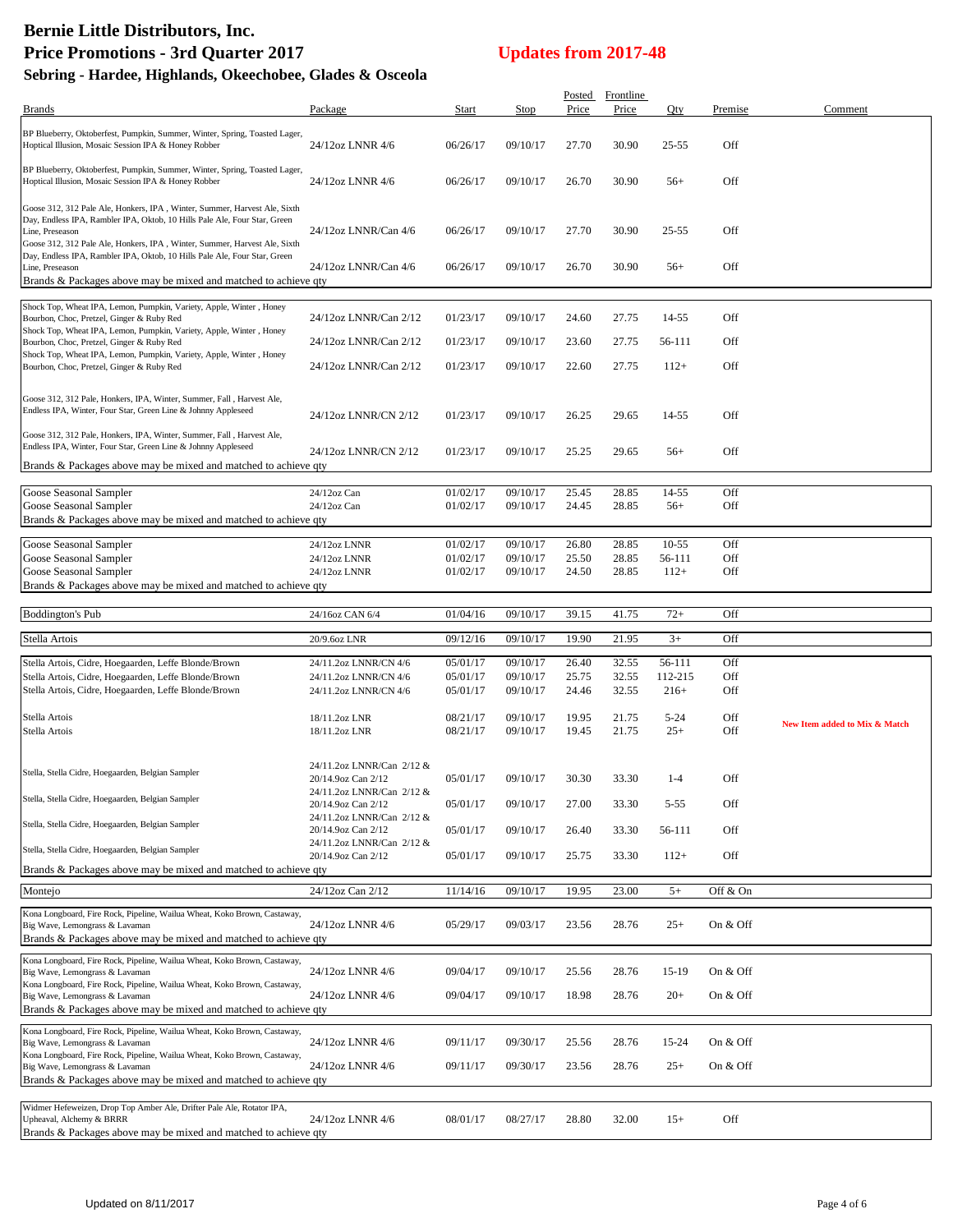# Bernie Little Distributors, Inc.
## Price Promotions - 3rd Quarter 2017
### Sebring - Hardee, Highlands, Okeechobee, Glades & Osceola

**Updates from 2017-48**

| Brands | Package | Start | Stop | Posted Price | Frontline Price | Qty | Premise | Comment |
|---|---|---|---|---|---|---|---|---|
| BP Blueberry, Oktoberfest, Pumpkin, Summer, Winter, Spring, Toasted Lager, Hoptical Illusion, Mosaic Session IPA & Honey Robber | 24/12oz LNNR 4/6 | 06/26/17 | 09/10/17 | 27.70 | 30.90 | 25-55 | Off | |
| BP Blueberry, Oktoberfest, Pumpkin, Summer, Winter, Spring, Toasted Lager, Hoptical Illusion, Mosaic Session IPA & Honey Robber | 24/12oz LNNR 4/6 | 06/26/17 | 09/10/17 | 26.70 | 30.90 | 56+ | Off | |
| Goose 312, 312 Pale Ale, Honkers, IPA , Winter, Summer, Harvest Ale, Sixth Day, Endless IPA, Rambler IPA, Oktob, 10 Hills Pale Ale, Four Star, Green Line, Preseason | 24/12oz LNNR/Can 4/6 | 06/26/17 | 09/10/17 | 27.70 | 30.90 | 25-55 | Off | |
| Goose 312, 312 Pale Ale, Honkers, IPA , Winter, Summer, Harvest Ale, Sixth Day, Endless IPA, Rambler IPA, Oktob, 10 Hills Pale Ale, Four Star, Green Line, Preseason | 24/12oz LNNR/Can 4/6 | 06/26/17 | 09/10/17 | 26.70 | 30.90 | 56+ | Off | |
| Brands & Packages above may be mixed and matched to achieve qty | | | | | | | | |
| Shock Top, Wheat IPA, Lemon, Pumpkin, Variety, Apple, Winter , Honey Bourbon, Choc, Pretzel, Ginger & Ruby Red | 24/12oz LNNR/Can 2/12 | 01/23/17 | 09/10/17 | 24.60 | 27.75 | 14-55 | Off | |
| Shock Top, Wheat IPA, Lemon, Pumpkin, Variety, Apple, Winter , Honey Bourbon, Choc, Pretzel, Ginger & Ruby Red | 24/12oz LNNR/Can 2/12 | 01/23/17 | 09/10/17 | 23.60 | 27.75 | 56-111 | Off | |
| Shock Top, Wheat IPA, Lemon, Pumpkin, Variety, Apple, Winter , Honey Bourbon, Choc, Pretzel, Ginger & Ruby Red | 24/12oz LNNR/Can 2/12 | 01/23/17 | 09/10/17 | 22.60 | 27.75 | 112+ | Off | |
| Goose 312, 312 Pale, Honkers, IPA, Winter, Summer, Fall , Harvest Ale, Endless IPA, Winter, Four Star, Green Line & Johnny Appleseed | 24/12oz LNNR/CN 2/12 | 01/23/17 | 09/10/17 | 26.25 | 29.65 | 14-55 | Off | |
| Goose 312, 312 Pale, Honkers, IPA, Winter, Summer, Fall , Harvest Ale, Endless IPA, Winter, Four Star, Green Line & Johnny Appleseed | 24/12oz LNNR/CN 2/12 | 01/23/17 | 09/10/17 | 25.25 | 29.65 | 56+ | Off | |
| Brands & Packages above may be mixed and matched to achieve qty | | | | | | | | |
| Goose Seasonal Sampler | 24/12oz Can | 01/02/17 | 09/10/17 | 25.45 | 28.85 | 14-55 | Off | |
| Goose Seasonal Sampler | 24/12oz Can | 01/02/17 | 09/10/17 | 24.45 | 28.85 | 56+ | Off | |
| Brands & Packages above may be mixed and matched to achieve qty | | | | | | | | |
| Goose Seasonal Sampler | 24/12oz LNNR | 01/02/17 | 09/10/17 | 26.80 | 28.85 | 10-55 | Off | |
| Goose Seasonal Sampler | 24/12oz LNNR | 01/02/17 | 09/10/17 | 25.50 | 28.85 | 56-111 | Off | |
| Goose Seasonal Sampler | 24/12oz LNNR | 01/02/17 | 09/10/17 | 24.50 | 28.85 | 112+ | Off | |
| Brands & Packages above may be mixed and matched to achieve qty | | | | | | | | |
| Boddington's Pub | 24/16oz CAN 6/4 | 01/04/16 | 09/10/17 | 39.15 | 41.75 | 72+ | Off | |
| Stella Artois | 20/9.6oz LNR | 09/12/16 | 09/10/17 | 19.90 | 21.95 | 3+ | Off | |
| Stella Artois, Cidre, Hoegaarden, Leffe Blonde/Brown | 24/11.2oz LNNR/CN 4/6 | 05/01/17 | 09/10/17 | 26.40 | 32.55 | 56-111 | Off | |
| Stella Artois, Cidre, Hoegaarden, Leffe Blonde/Brown | 24/11.2oz LNNR/CN 4/6 | 05/01/17 | 09/10/17 | 25.75 | 32.55 | 112-215 | Off | |
| Stella Artois, Cidre, Hoegaarden, Leffe Blonde/Brown | 24/11.2oz LNNR/CN 4/6 | 05/01/17 | 09/10/17 | 24.46 | 32.55 | 216+ | Off | |
| Stella Artois | 18/11.2oz LNR | 08/21/17 | 09/10/17 | 19.95 | 21.75 | 5-24 | Off | New Item added to Mix & Match |
| Stella Artois | 18/11.2oz LNR | 08/21/17 | 09/10/17 | 19.45 | 21.75 | 25+ | Off | |
| Stella, Stella Cidre, Hoegaarden, Belgian Sampler | 24/11.2oz LNNR/Can 2/12 & 20/14.9oz Can 2/12 | 05/01/17 | 09/10/17 | 30.30 | 33.30 | 1-4 | Off | |
| Stella, Stella Cidre, Hoegaarden, Belgian Sampler | 24/11.2oz LNNR/Can 2/12 & 20/14.9oz Can 2/12 | 05/01/17 | 09/10/17 | 27.00 | 33.30 | 5-55 | Off | |
| Stella, Stella Cidre, Hoegaarden, Belgian Sampler | 24/11.2oz LNNR/Can 2/12 & 20/14.9oz Can 2/12 | 05/01/17 | 09/10/17 | 26.40 | 33.30 | 56-111 | Off | |
| Stella, Stella Cidre, Hoegaarden, Belgian Sampler | 24/11.2oz LNNR/Can 2/12 & 20/14.9oz Can 2/12 | 05/01/17 | 09/10/17 | 25.75 | 33.30 | 112+ | Off | |
| Brands & Packages above may be mixed and matched to achieve qty | | | | | | | | |
| Montejo | 24/12oz Can 2/12 | 11/14/16 | 09/10/17 | 19.95 | 23.00 | 5+ | Off & On | |
| Kona Longboard, Fire Rock, Pipeline, Wailua Wheat, Koko Brown, Castaway, Big Wave, Lemongrass & Lavaman | 24/12oz LNNR 4/6 | 05/29/17 | 09/03/17 | 23.56 | 28.76 | 25+ | On & Off | |
| Brands & Packages above may be mixed and matched to achieve qty | | | | | | | | |
| Kona Longboard, Fire Rock, Pipeline, Wailua Wheat, Koko Brown, Castaway, Big Wave, Lemongrass & Lavaman | 24/12oz LNNR 4/6 | 09/04/17 | 09/10/17 | 25.56 | 28.76 | 15-19 | On & Off | |
| Kona Longboard, Fire Rock, Pipeline, Wailua Wheat, Koko Brown, Castaway, Big Wave, Lemongrass & Lavaman | 24/12oz LNNR 4/6 | 09/04/17 | 09/10/17 | 18.98 | 28.76 | 20+ | On & Off | |
| Brands & Packages above may be mixed and matched to achieve qty | | | | | | | | |
| Kona Longboard, Fire Rock, Pipeline, Wailua Wheat, Koko Brown, Castaway, Big Wave, Lemongrass & Lavaman | 24/12oz LNNR 4/6 | 09/11/17 | 09/30/17 | 25.56 | 28.76 | 15-24 | On & Off | |
| Kona Longboard, Fire Rock, Pipeline, Wailua Wheat, Koko Brown, Castaway, Big Wave, Lemongrass & Lavaman | 24/12oz LNNR 4/6 | 09/11/17 | 09/30/17 | 23.56 | 28.76 | 25+ | On & Off | |
| Brands & Packages above may be mixed and matched to achieve qty | | | | | | | | |
| Widmer Hefeweizen, Drop Top Amber Ale, Drifter Pale Ale, Rotator IPA, Upheaval, Alchemy & BRRR | 24/12oz LNNR 4/6 | 08/01/17 | 08/27/17 | 28.80 | 32.00 | 15+ | Off | |
| Brands & Packages above may be mixed and matched to achieve qty | | | | | | | | |

Updated on 8/11/2017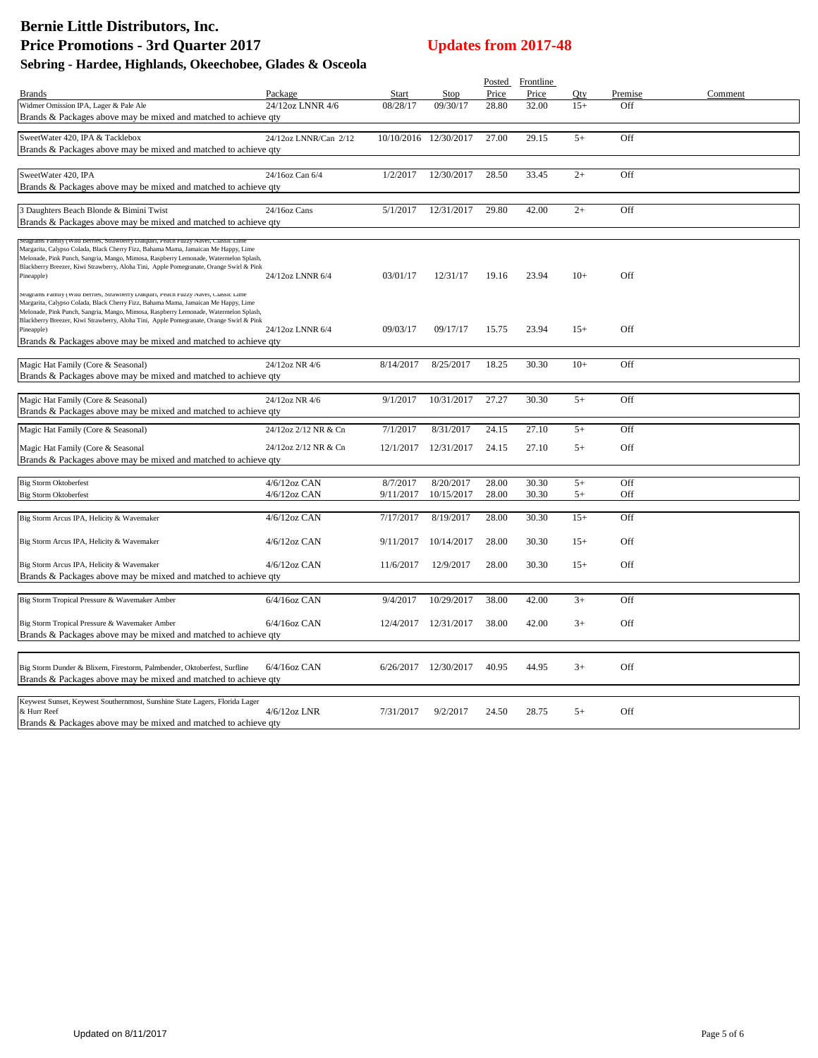# Bernie Little Distributors, Inc.
## Price Promotions - 3rd Quarter 2017

**Updates from 2017-48**

### Sebring - Hardee, Highlands, Okeechobee, Glades & Osceola

| Brands | Package | Start | Stop | Posted Price | Frontline Price | Qty | Premise | Comment |
|---|---|---|---|---|---|---|---|---|
| Widmer Omission IPA, Lager & Pale Ale | 24/12oz LNNR 4/6 | 08/28/17 | 09/30/17 | 28.80 | 32.00 | 15+ | Off | |
| Brands & Packages above may be mixed and matched to achieve qty | | | | | | | | |
| SweetWater 420, IPA & Tacklebox | 24/12oz LNNR/Can 2/12 | 10/10/2016 | 12/30/2017 | 27.00 | 29.15 | 5+ | Off | |
| Brands & Packages above may be mixed and matched to achieve qty | | | | | | | | |
| SweetWater 420, IPA | 24/16oz Can 6/4 | 1/2/2017 | 12/30/2017 | 28.50 | 33.45 | 2+ | Off | |
| Brands & Packages above may be mixed and matched to achieve qty | | | | | | | | |
| 3 Daughters Beach Blonde & Bimini Twist | 24/16oz Cans | 5/1/2017 | 12/31/2017 | 29.80 | 42.00 | 2+ | Off | |
| Brands & Packages above may be mixed and matched to achieve qty | | | | | | | | |
| Seagrams Family (Wild Berries, Strawberry Daiquiri, Peach Fuzzy Navel, Classic Lime Margarita, Calypso Colada, Black Cherry Fizz, Bahama Mama, Jamaican Me Happy, Lime Melonade, Pink Punch, Sangria, Mango, Mimosa, Raspberry Lemonade, Watermelon Splash, Blackberry Breezer, Kiwi Strawberry, Aloha Tini, Apple Pomegranate, Orange Swirl & Pink Pineapple) | 24/12oz LNNR 6/4 | 03/01/17 | 12/31/17 | 19.16 | 23.94 | 10+ | Off | |
| Seagrams Family (Wild Berries, Strawberry Daiquiri, Peach Fuzzy Navel, Classic Lime Margarita, Calypso Colada, Black Cherry Fizz, Bahama Mama, Jamaican Me Happy, Lime Melonade, Pink Punch, Sangria, Mango, Mimosa, Raspberry Lemonade, Watermelon Splash, Blackberry Breezer, Kiwi Strawberry, Aloha Tini, Apple Pomegranate, Orange Swirl & Pink Pineapple) | 24/12oz LNNR 6/4 | 09/03/17 | 09/17/17 | 15.75 | 23.94 | 15+ | Off | |
| Brands & Packages above may be mixed and matched to achieve qty | | | | | | | | |
| Magic Hat Family (Core & Seasonal) | 24/12oz NR 4/6 | 8/14/2017 | 8/25/2017 | 18.25 | 30.30 | 10+ | Off | |
| Brands & Packages above may be mixed and matched to achieve qty | | | | | | | | |
| Magic Hat Family (Core & Seasonal) | 24/12oz NR 4/6 | 9/1/2017 | 10/31/2017 | 27.27 | 30.30 | 5+ | Off | |
| Brands & Packages above may be mixed and matched to achieve qty | | | | | | | | |
| Magic Hat Family (Core & Seasonal) | 24/12oz 2/12 NR & Cn | 7/1/2017 | 8/31/2017 | 24.15 | 27.10 | 5+ | Off | |
| Magic Hat Family (Core & Seasonal | 24/12oz 2/12 NR & Cn | 12/1/2017 | 12/31/2017 | 24.15 | 27.10 | 5+ | Off | |
| Brands & Packages above may be mixed and matched to achieve qty | | | | | | | | |
| Big Storm Oktoberfest | 4/6/12oz CAN | 8/7/2017 | 8/20/2017 | 28.00 | 30.30 | 5+ | Off | |
| Big Storm Oktoberfest | 4/6/12oz CAN | 9/11/2017 | 10/15/2017 | 28.00 | 30.30 | 5+ | Off | |
| Big Storm Arcus IPA, Helicity & Wavemaker | 4/6/12oz CAN | 7/17/2017 | 8/19/2017 | 28.00 | 30.30 | 15+ | Off | |
| Big Storm Arcus IPA, Helicity & Wavemaker | 4/6/12oz CAN | 9/11/2017 | 10/14/2017 | 28.00 | 30.30 | 15+ | Off | |
| Big Storm Arcus IPA, Helicity & Wavemaker | 4/6/12oz CAN | 11/6/2017 | 12/9/2017 | 28.00 | 30.30 | 15+ | Off | |
| Brands & Packages above may be mixed and matched to achieve qty | | | | | | | | |
| Big Storm Tropical Pressure & Wavemaker Amber | 6/4/16oz CAN | 9/4/2017 | 10/29/2017 | 38.00 | 42.00 | 3+ | Off | |
| Big Storm Tropical Pressure & Wavemaker Amber | 6/4/16oz CAN | 12/4/2017 | 12/31/2017 | 38.00 | 42.00 | 3+ | Off | |
| Brands & Packages above may be mixed and matched to achieve qty | | | | | | | | |
| Big Storm Dunder & Blixem, Firestorm, Palmbender, Oktoberfest, Surfline | 6/4/16oz CAN | 6/26/2017 | 12/30/2017 | 40.95 | 44.95 | 3+ | Off | |
| Brands & Packages above may be mixed and matched to achieve qty | | | | | | | | |
| Keywest Sunset, Keywest Southernmost, Sunshine State Lagers, Florida Lager & Hurr Reef | 4/6/12oz LNR | 7/31/2017 | 9/2/2017 | 24.50 | 28.75 | 5+ | Off | |
| Brands & Packages above may be mixed and matched to achieve qty | | | | | | | | |

Updated on 8/11/2017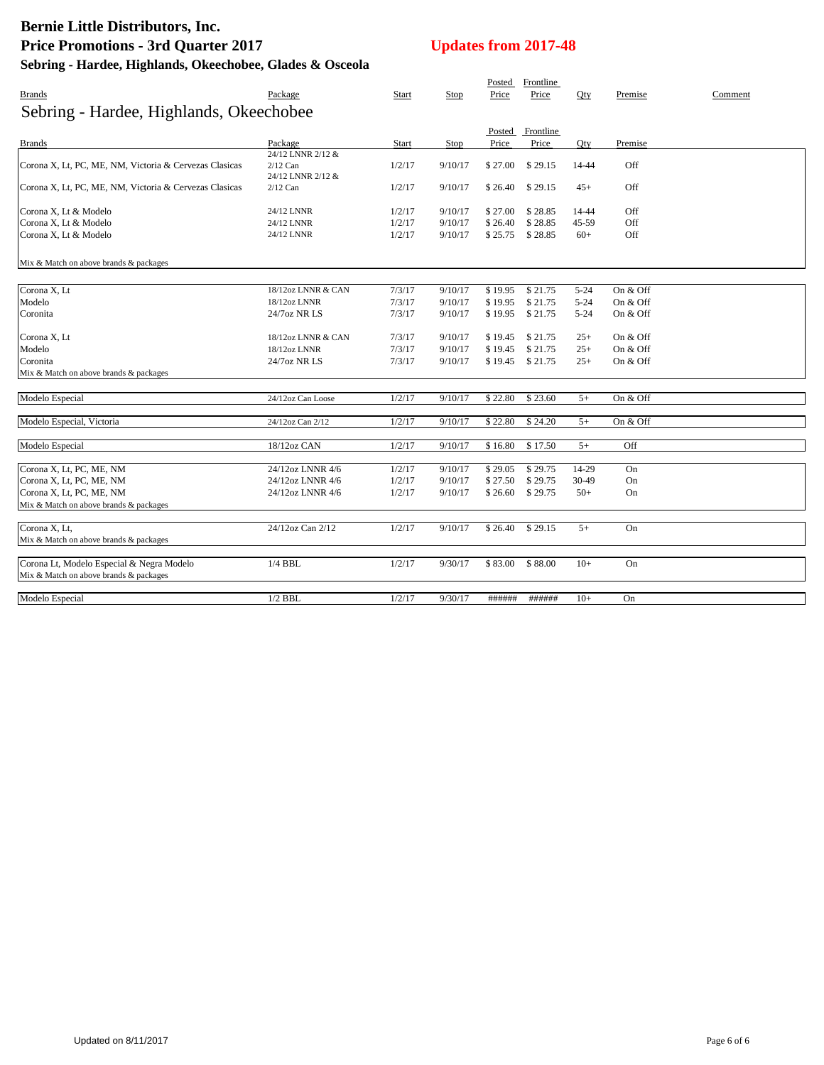# Bernie Little Distributors, Inc.
# Price Promotions - 3rd Quarter 2017

## Updates from 2017-48

### Sebring - Hardee, Highlands, Okeechobee, Glades & Osceola

| Brands | Package | Start | Stop | Posted Price | Frontline Price | Qty | Premise | Comment |
|---|---|---|---|---|---|---|---|---|

## Sebring - Hardee, Highlands, Okeechobee

| Brands | Package | Start | Stop | Posted Price | Frontline Price | Qty | Premise |
|---|---|---|---|---|---|---|---|
| Corona X, Lt, PC, ME, NM, Victoria & Cervezas Clasicas | 24/12 LNNR 2/12 & 2/12 Can | 1/2/17 | 9/10/17 | $ 27.00 | $ 29.15 | 14-44 | Off |
| Corona X, Lt, PC, ME, NM, Victoria & Cervezas Clasicas | 24/12 LNNR 2/12 & 2/12 Can | 1/2/17 | 9/10/17 | $ 26.40 | $ 29.15 | 45+ | Off |
| Corona X, Lt & Modelo | 24/12 LNNR | 1/2/17 | 9/10/17 | $ 27.00 | $ 28.85 | 14-44 | Off |
| Corona X, Lt & Modelo | 24/12 LNNR | 1/2/17 | 9/10/17 | $ 26.40 | $ 28.85 | 45-59 | Off |
| Corona X, Lt & Modelo | 24/12 LNNR | 1/2/17 | 9/10/17 | $ 25.75 | $ 28.85 | 60+ | Off |
| Mix & Match on above brands & packages | | | | | | | |
| Corona X, Lt | 18/12oz LNNR & CAN | 7/3/17 | 9/10/17 | $ 19.95 | $ 21.75 | 5-24 | On & Off |
| Modelo | 18/12oz LNNR | 7/3/17 | 9/10/17 | $ 19.95 | $ 21.75 | 5-24 | On & Off |
| Coronita | 24/7oz NR LS | 7/3/17 | 9/10/17 | $ 19.95 | $ 21.75 | 5-24 | On & Off |
| Corona X, Lt | 18/12oz LNNR & CAN | 7/3/17 | 9/10/17 | $ 19.45 | $ 21.75 | 25+ | On & Off |
| Modelo | 18/12oz LNNR | 7/3/17 | 9/10/17 | $ 19.45 | $ 21.75 | 25+ | On & Off |
| Coronita | 24/7oz NR LS | 7/3/17 | 9/10/17 | $ 19.45 | $ 21.75 | 25+ | On & Off |
| Mix & Match on above brands & packages | | | | | | | |
| Modelo Especial | 24/12oz Can Loose | 1/2/17 | 9/10/17 | $ 22.80 | $ 23.60 | 5+ | On & Off |
| Modelo Especial, Victoria | 24/12oz Can 2/12 | 1/2/17 | 9/10/17 | $ 22.80 | $ 24.20 | 5+ | On & Off |
| Modelo Especial | 18/12oz CAN | 1/2/17 | 9/10/17 | $ 16.80 | $ 17.50 | 5+ | Off |
| Corona X, Lt, PC, ME, NM | 24/12oz LNNR 4/6 | 1/2/17 | 9/10/17 | $ 29.05 | $ 29.75 | 14-29 | On |
| Corona X, Lt, PC, ME, NM | 24/12oz LNNR 4/6 | 1/2/17 | 9/10/17 | $ 27.50 | $ 29.75 | 30-49 | On |
| Corona X, Lt, PC, ME, NM | 24/12oz LNNR 4/6 | 1/2/17 | 9/10/17 | $ 26.60 | $ 29.75 | 50+ | On |
| Mix & Match on above brands & packages | | | | | | | |
| Corona X, Lt, | 24/12oz Can 2/12 | 1/2/17 | 9/10/17 | $ 26.40 | $ 29.15 | 5+ | On |
| Mix & Match on above brands & packages | | | | | | | |
| Corona Lt, Modelo Especial & Negra Modelo | 1/4 BBL | 1/2/17 | 9/30/17 | $ 83.00 | $ 88.00 | 10+ | On |
| Mix & Match on above brands & packages | | | | | | | |
| Modelo Especial | 1/2 BBL | 1/2/17 | 9/30/17 | ###### | ###### | 10+ | On |

Updated on 8/11/2017